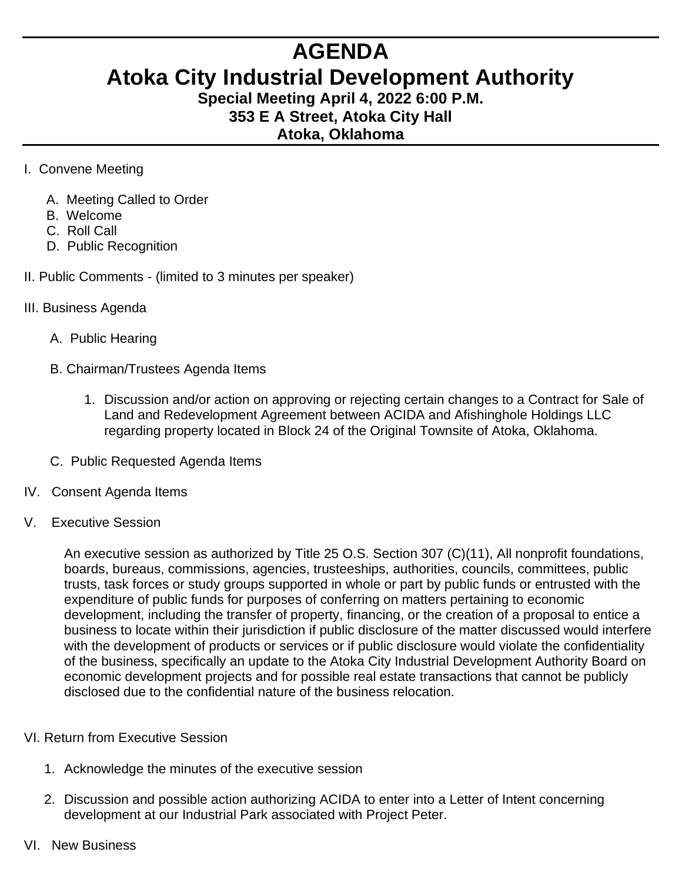# AGENDA

# Atoka City Industrial Development Authority

### Special Meeting April 4, 2022 6:00 P.M.
### 353 E A Street, Atoka City Hall
### Atoka, Oklahoma

I. Convene Meeting

   A. Meeting Called to Order
   B. Welcome
   C. Roll Call
   D. Public Recognition

II. Public Comments - (limited to 3 minutes per speaker)

III. Business Agenda

   A. Public Hearing

   B. Chairman/Trustees Agenda Items

      1. Discussion and/or action on approving or rejecting certain changes to a Contract for Sale of Land and Redevelopment Agreement between ACIDA and Afishinghole Holdings LLC regarding property located in Block 24 of the Original Townsite of Atoka, Oklahoma.

   C. Public Requested Agenda Items

IV. Consent Agenda Items

V. Executive Session

   An executive session as authorized by Title 25 O.S. Section 307 (C)(11), All nonprofit foundations, boards, bureaus, commissions, agencies, trusteeships, authorities, councils, committees, public trusts, task forces or study groups supported in whole or part by public funds or entrusted with the expenditure of public funds for purposes of conferring on matters pertaining to economic development, including the transfer of property, financing, or the creation of a proposal to entice a business to locate within their jurisdiction if public disclosure of the matter discussed would interfere with the development of products or services or if public disclosure would violate the confidentiality of the business, specifically an update to the Atoka City Industrial Development Authority Board on economic development projects and for possible real estate transactions that cannot be publicly disclosed due to the confidential nature of the business relocation.

VI. Return from Executive Session

   1. Acknowledge the minutes of the executive session

   2. Discussion and possible action authorizing ACIDA to enter into a Letter of Intent concerning development at our Industrial Park associated with Project Peter.

VI. New Business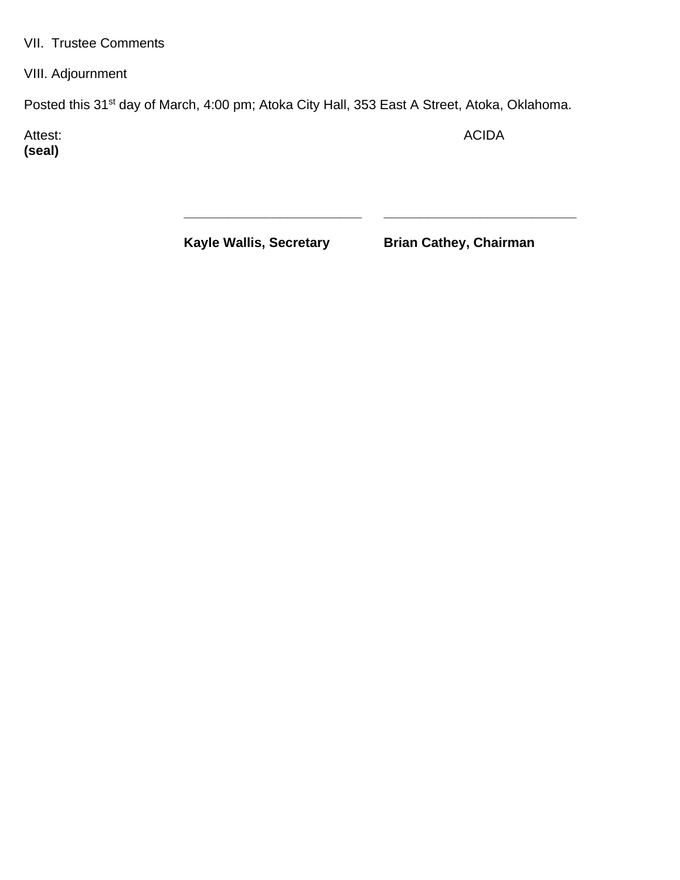VII. Trustee Comments

VIII. Adjournment

Posted this 31st day of March, 4:00 pm; Atoka City Hall, 353 East A Street, Atoka, Oklahoma.

Attest: ACIDA

**(seal)**

\_\_\_\_\_\_\_\_\_\_\_\_\_\_\_\_\_\_\_\_\_\_\_\_\_\_ \_\_\_\_\_\_\_\_\_\_\_\_\_\_\_\_\_\_\_\_\_\_\_\_\_\_\_\_\_

**Kayle Wallis, Secretary** **Brian Cathey, Chairman**